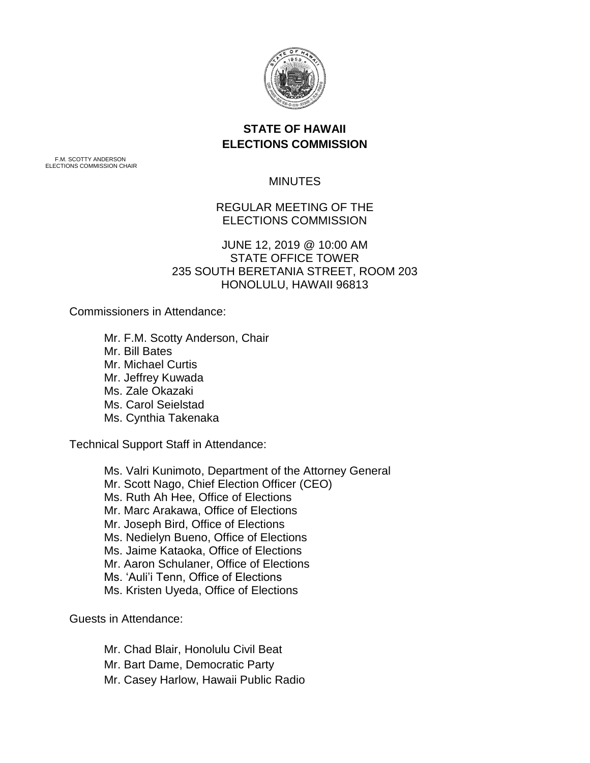**STATE OF HAWAII**
**ELECTIONS COMMISSION**

F.M. SCOTTY ANDERSON
ELECTIONS COMMISSION CHAIR

MINUTES

REGULAR MEETING OF THE
ELECTIONS COMMISSION

JUNE 12, 2019 @ 10:00 AM
STATE OFFICE TOWER
235 SOUTH BERETANIA STREET, ROOM 203
HONOLULU, HAWAII 96813

Commissioners in Attendance:

- Mr. F.M. Scotty Anderson, Chair
- Mr. Bill Bates
- Mr. Michael Curtis
- Mr. Jeffrey Kuwada
- Ms. Zale Okazaki
- Ms. Carol Seielstad
- Ms. Cynthia Takenaka

Technical Support Staff in Attendance:

- Ms. Valri Kunimoto, Department of the Attorney General
- Mr. Scott Nago, Chief Election Officer (CEO)
- Ms. Ruth Ah Hee, Office of Elections
- Mr. Marc Arakawa, Office of Elections
- Mr. Joseph Bird, Office of Elections
- Ms. Nedielyn Bueno, Office of Elections
- Ms. Jaime Kataoka, Office of Elections
- Mr. Aaron Schulaner, Office of Elections
- Ms. 'Auli'i Tenn, Office of Elections
- Ms. Kristen Uyeda, Office of Elections

Guests in Attendance:

- Mr. Chad Blair, Honolulu Civil Beat
- Mr. Bart Dame, Democratic Party
- Mr. Casey Harlow, Hawaii Public Radio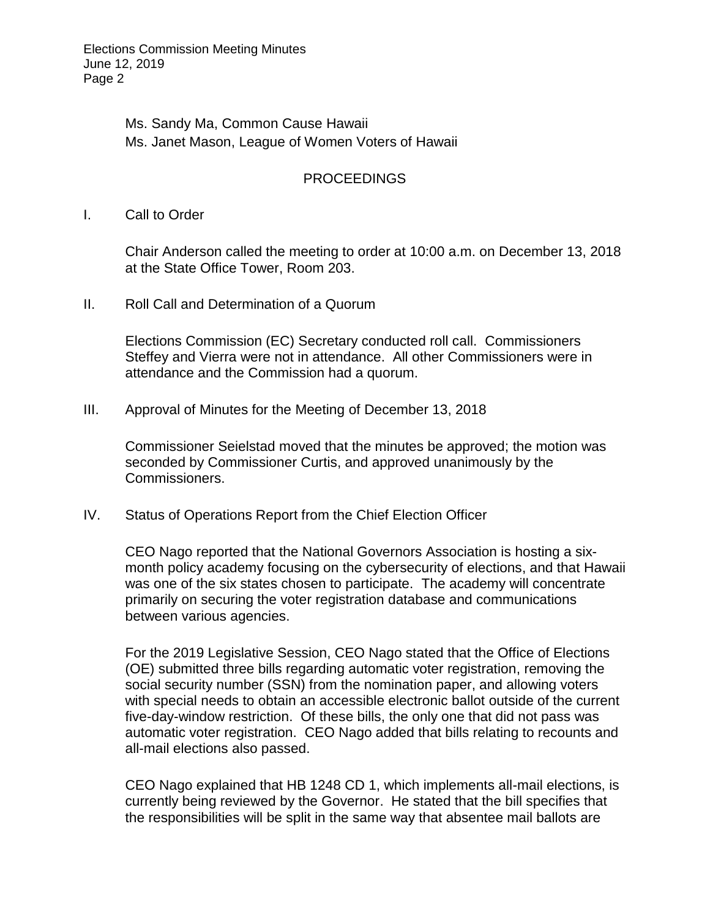Ms. Sandy Ma, Common Cause Hawaii
Ms. Janet Mason, League of Women Voters of Hawaii

## PROCEEDINGS

I. Call to Order

Chair Anderson called the meeting to order at 10:00 a.m. on December 13, 2018 at the State Office Tower, Room 203.

II. Roll Call and Determination of a Quorum

Elections Commission (EC) Secretary conducted roll call. Commissioners Steffey and Vierra were not in attendance. All other Commissioners were in attendance and the Commission had a quorum.

III. Approval of Minutes for the Meeting of December 13, 2018

Commissioner Seielstad moved that the minutes be approved; the motion was seconded by Commissioner Curtis, and approved unanimously by the Commissioners.

IV. Status of Operations Report from the Chief Election Officer

CEO Nago reported that the National Governors Association is hosting a six-month policy academy focusing on the cybersecurity of elections, and that Hawaii was one of the six states chosen to participate. The academy will concentrate primarily on securing the voter registration database and communications between various agencies.

For the 2019 Legislative Session, CEO Nago stated that the Office of Elections (OE) submitted three bills regarding automatic voter registration, removing the social security number (SSN) from the nomination paper, and allowing voters with special needs to obtain an accessible electronic ballot outside of the current five-day-window restriction. Of these bills, the only one that did not pass was automatic voter registration. CEO Nago added that bills relating to recounts and all-mail elections also passed.

CEO Nago explained that HB 1248 CD 1, which implements all-mail elections, is currently being reviewed by the Governor. He stated that the bill specifies that the responsibilities will be split in the same way that absentee mail ballots are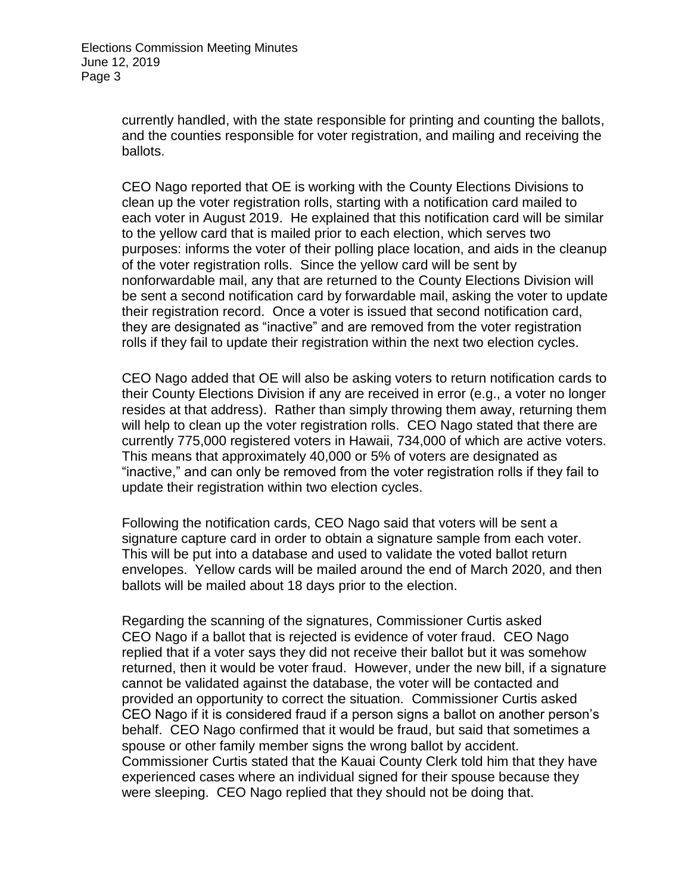currently handled, with the state responsible for printing and counting the ballots, and the counties responsible for voter registration, and mailing and receiving the ballots.

CEO Nago reported that OE is working with the County Elections Divisions to clean up the voter registration rolls, starting with a notification card mailed to each voter in August 2019. He explained that this notification card will be similar to the yellow card that is mailed prior to each election, which serves two purposes: informs the voter of their polling place location, and aids in the cleanup of the voter registration rolls. Since the yellow card will be sent by nonforwardable mail, any that are returned to the County Elections Division will be sent a second notification card by forwardable mail, asking the voter to update their registration record. Once a voter is issued that second notification card, they are designated as "inactive" and are removed from the voter registration rolls if they fail to update their registration within the next two election cycles.

CEO Nago added that OE will also be asking voters to return notification cards to their County Elections Division if any are received in error (e.g., a voter no longer resides at that address). Rather than simply throwing them away, returning them will help to clean up the voter registration rolls. CEO Nago stated that there are currently 775,000 registered voters in Hawaii, 734,000 of which are active voters. This means that approximately 40,000 or 5% of voters are designated as "inactive," and can only be removed from the voter registration rolls if they fail to update their registration within two election cycles.

Following the notification cards, CEO Nago said that voters will be sent a signature capture card in order to obtain a signature sample from each voter. This will be put into a database and used to validate the voted ballot return envelopes. Yellow cards will be mailed around the end of March 2020, and then ballots will be mailed about 18 days prior to the election.

Regarding the scanning of the signatures, Commissioner Curtis asked CEO Nago if a ballot that is rejected is evidence of voter fraud. CEO Nago replied that if a voter says they did not receive their ballot but it was somehow returned, then it would be voter fraud. However, under the new bill, if a signature cannot be validated against the database, the voter will be contacted and provided an opportunity to correct the situation. Commissioner Curtis asked CEO Nago if it is considered fraud if a person signs a ballot on another person's behalf. CEO Nago confirmed that it would be fraud, but said that sometimes a spouse or other family member signs the wrong ballot by accident. Commissioner Curtis stated that the Kauai County Clerk told him that they have experienced cases where an individual signed for their spouse because they were sleeping. CEO Nago replied that they should not be doing that.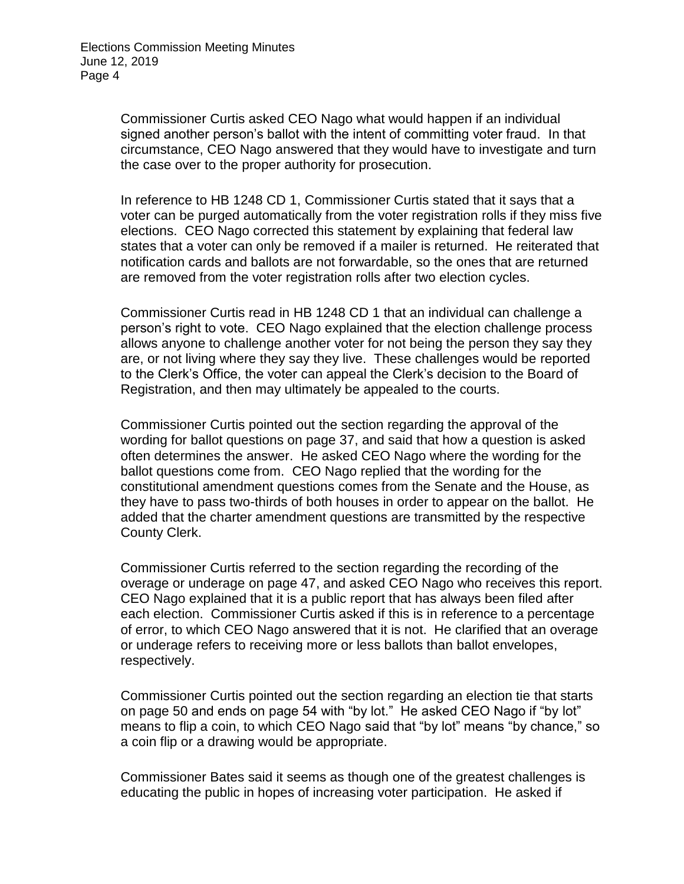Commissioner Curtis asked CEO Nago what would happen if an individual signed another person's ballot with the intent of committing voter fraud. In that circumstance, CEO Nago answered that they would have to investigate and turn the case over to the proper authority for prosecution.

In reference to HB 1248 CD 1, Commissioner Curtis stated that it says that a voter can be purged automatically from the voter registration rolls if they miss five elections. CEO Nago corrected this statement by explaining that federal law states that a voter can only be removed if a mailer is returned. He reiterated that notification cards and ballots are not forwardable, so the ones that are returned are removed from the voter registration rolls after two election cycles.

Commissioner Curtis read in HB 1248 CD 1 that an individual can challenge a person's right to vote. CEO Nago explained that the election challenge process allows anyone to challenge another voter for not being the person they say they are, or not living where they say they live. These challenges would be reported to the Clerk's Office, the voter can appeal the Clerk's decision to the Board of Registration, and then may ultimately be appealed to the courts.

Commissioner Curtis pointed out the section regarding the approval of the wording for ballot questions on page 37, and said that how a question is asked often determines the answer. He asked CEO Nago where the wording for the ballot questions come from. CEO Nago replied that the wording for the constitutional amendment questions comes from the Senate and the House, as they have to pass two-thirds of both houses in order to appear on the ballot. He added that the charter amendment questions are transmitted by the respective County Clerk.

Commissioner Curtis referred to the section regarding the recording of the overage or underage on page 47, and asked CEO Nago who receives this report. CEO Nago explained that it is a public report that has always been filed after each election. Commissioner Curtis asked if this is in reference to a percentage of error, to which CEO Nago answered that it is not. He clarified that an overage or underage refers to receiving more or less ballots than ballot envelopes, respectively.

Commissioner Curtis pointed out the section regarding an election tie that starts on page 50 and ends on page 54 with "by lot." He asked CEO Nago if "by lot" means to flip a coin, to which CEO Nago said that "by lot" means "by chance," so a coin flip or a drawing would be appropriate.

Commissioner Bates said it seems as though one of the greatest challenges is educating the public in hopes of increasing voter participation. He asked if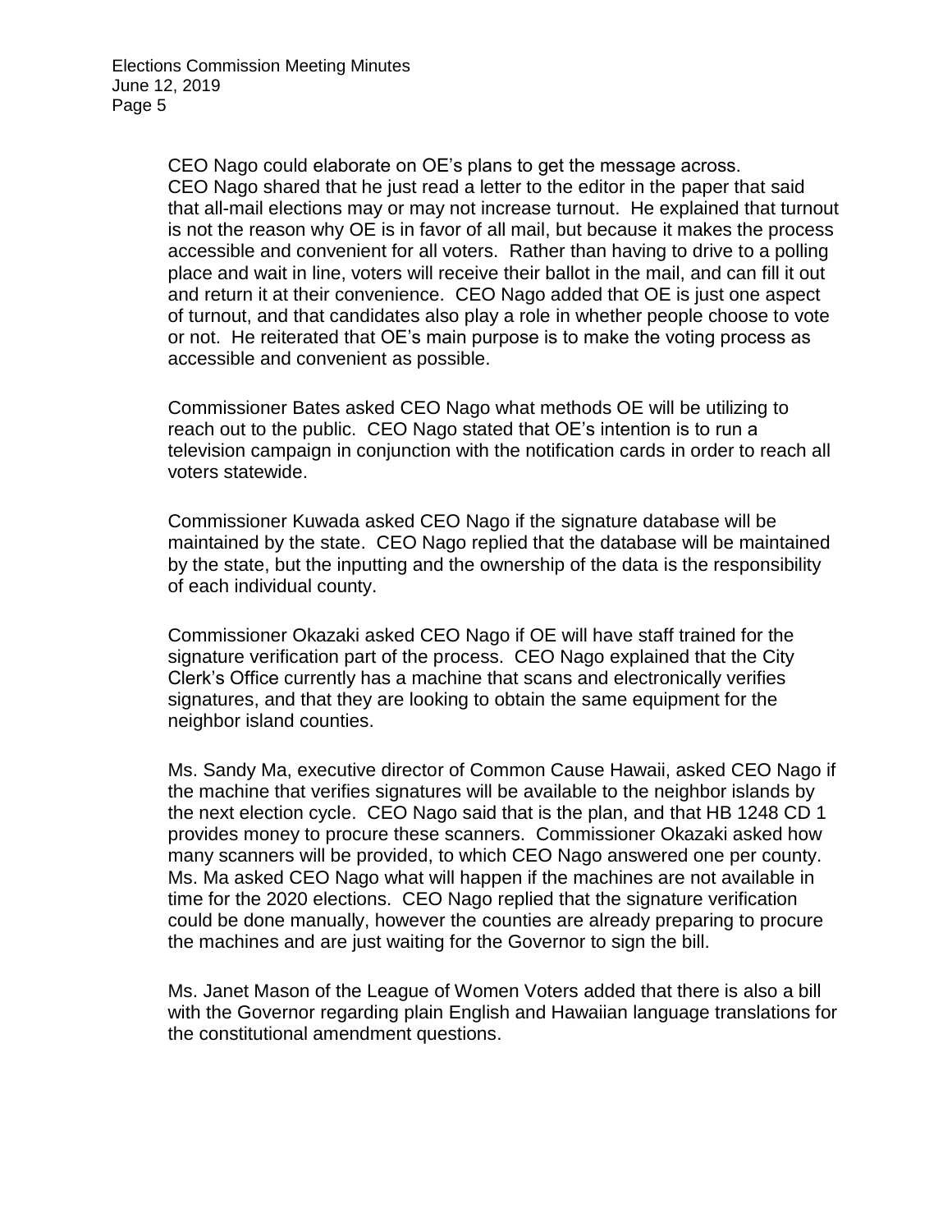CEO Nago could elaborate on OE's plans to get the message across. CEO Nago shared that he just read a letter to the editor in the paper that said that all-mail elections may or may not increase turnout. He explained that turnout is not the reason why OE is in favor of all mail, but because it makes the process accessible and convenient for all voters. Rather than having to drive to a polling place and wait in line, voters will receive their ballot in the mail, and can fill it out and return it at their convenience. CEO Nago added that OE is just one aspect of turnout, and that candidates also play a role in whether people choose to vote or not. He reiterated that OE's main purpose is to make the voting process as accessible and convenient as possible.

Commissioner Bates asked CEO Nago what methods OE will be utilizing to reach out to the public. CEO Nago stated that OE's intention is to run a television campaign in conjunction with the notification cards in order to reach all voters statewide.

Commissioner Kuwada asked CEO Nago if the signature database will be maintained by the state. CEO Nago replied that the database will be maintained by the state, but the inputting and the ownership of the data is the responsibility of each individual county.

Commissioner Okazaki asked CEO Nago if OE will have staff trained for the signature verification part of the process. CEO Nago explained that the City Clerk's Office currently has a machine that scans and electronically verifies signatures, and that they are looking to obtain the same equipment for the neighbor island counties.

Ms. Sandy Ma, executive director of Common Cause Hawaii, asked CEO Nago if the machine that verifies signatures will be available to the neighbor islands by the next election cycle. CEO Nago said that is the plan, and that HB 1248 CD 1 provides money to procure these scanners. Commissioner Okazaki asked how many scanners will be provided, to which CEO Nago answered one per county. Ms. Ma asked CEO Nago what will happen if the machines are not available in time for the 2020 elections. CEO Nago replied that the signature verification could be done manually, however the counties are already preparing to procure the machines and are just waiting for the Governor to sign the bill.

Ms. Janet Mason of the League of Women Voters added that there is also a bill with the Governor regarding plain English and Hawaiian language translations for the constitutional amendment questions.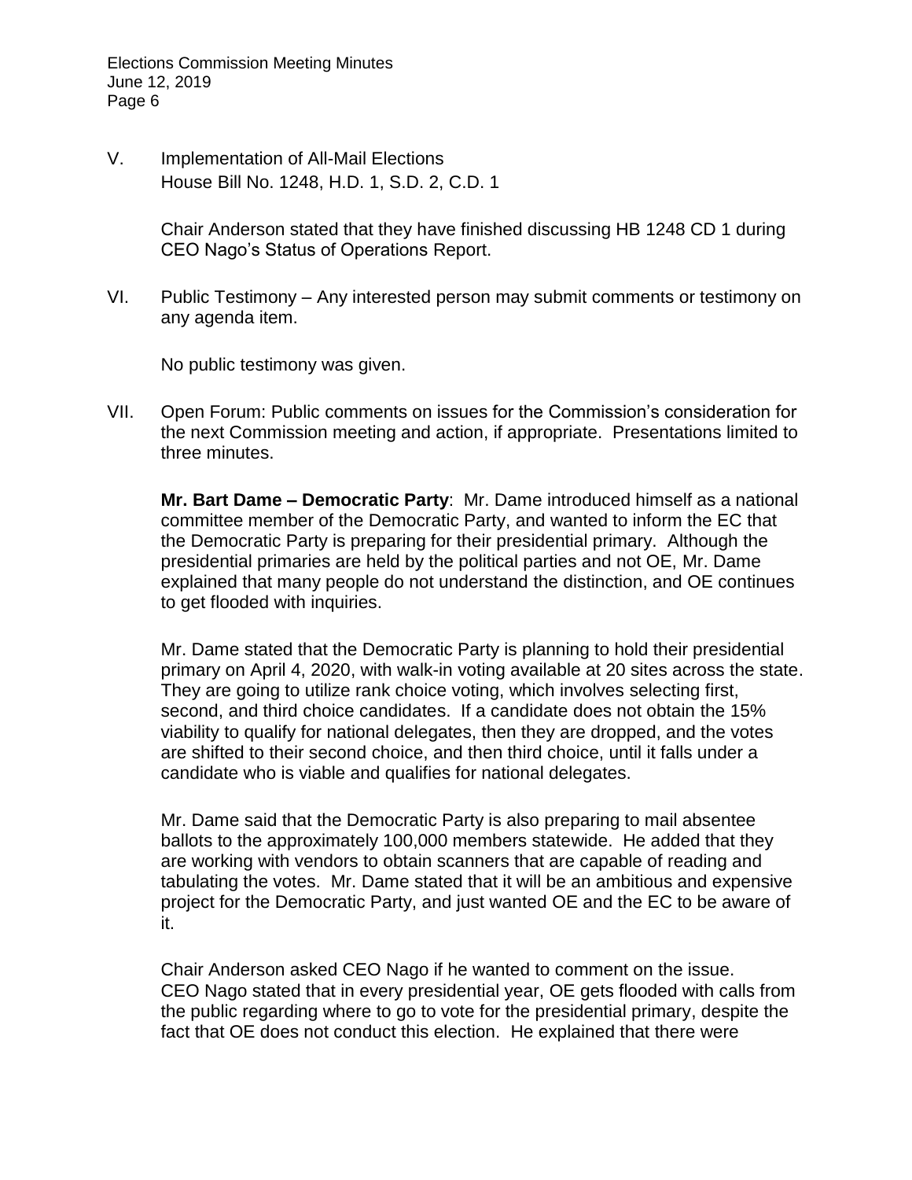V. Implementation of All-Mail Elections
House Bill No. 1248, H.D. 1, S.D. 2, C.D. 1

Chair Anderson stated that they have finished discussing HB 1248 CD 1 during CEO Nago's Status of Operations Report.

VI. Public Testimony – Any interested person may submit comments or testimony on any agenda item.

No public testimony was given.

VII. Open Forum: Public comments on issues for the Commission's consideration for the next Commission meeting and action, if appropriate. Presentations limited to three minutes.

**Mr. Bart Dame – Democratic Party**: Mr. Dame introduced himself as a national committee member of the Democratic Party, and wanted to inform the EC that the Democratic Party is preparing for their presidential primary. Although the presidential primaries are held by the political parties and not OE, Mr. Dame explained that many people do not understand the distinction, and OE continues to get flooded with inquiries.

Mr. Dame stated that the Democratic Party is planning to hold their presidential primary on April 4, 2020, with walk-in voting available at 20 sites across the state. They are going to utilize rank choice voting, which involves selecting first, second, and third choice candidates. If a candidate does not obtain the 15% viability to qualify for national delegates, then they are dropped, and the votes are shifted to their second choice, and then third choice, until it falls under a candidate who is viable and qualifies for national delegates.

Mr. Dame said that the Democratic Party is also preparing to mail absentee ballots to the approximately 100,000 members statewide. He added that they are working with vendors to obtain scanners that are capable of reading and tabulating the votes. Mr. Dame stated that it will be an ambitious and expensive project for the Democratic Party, and just wanted OE and the EC to be aware of it.

Chair Anderson asked CEO Nago if he wanted to comment on the issue. CEO Nago stated that in every presidential year, OE gets flooded with calls from the public regarding where to go to vote for the presidential primary, despite the fact that OE does not conduct this election. He explained that there were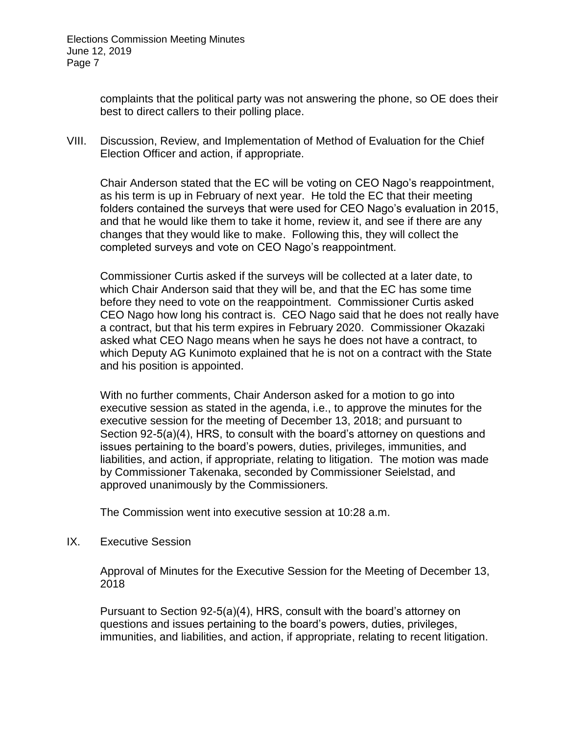complaints that the political party was not answering the phone, so OE does their best to direct callers to their polling place.

VIII. Discussion, Review, and Implementation of Method of Evaluation for the Chief Election Officer and action, if appropriate.

Chair Anderson stated that the EC will be voting on CEO Nago's reappointment, as his term is up in February of next year. He told the EC that their meeting folders contained the surveys that were used for CEO Nago's evaluation in 2015, and that he would like them to take it home, review it, and see if there are any changes that they would like to make. Following this, they will collect the completed surveys and vote on CEO Nago's reappointment.

Commissioner Curtis asked if the surveys will be collected at a later date, to which Chair Anderson said that they will be, and that the EC has some time before they need to vote on the reappointment. Commissioner Curtis asked CEO Nago how long his contract is. CEO Nago said that he does not really have a contract, but that his term expires in February 2020. Commissioner Okazaki asked what CEO Nago means when he says he does not have a contract, to which Deputy AG Kunimoto explained that he is not on a contract with the State and his position is appointed.

With no further comments, Chair Anderson asked for a motion to go into executive session as stated in the agenda, i.e., to approve the minutes for the executive session for the meeting of December 13, 2018; and pursuant to Section 92-5(a)(4), HRS, to consult with the board's attorney on questions and issues pertaining to the board's powers, duties, privileges, immunities, and liabilities, and action, if appropriate, relating to litigation. The motion was made by Commissioner Takenaka, seconded by Commissioner Seielstad, and approved unanimously by the Commissioners.

The Commission went into executive session at 10:28 a.m.

IX. Executive Session

Approval of Minutes for the Executive Session for the Meeting of December 13, 2018

Pursuant to Section 92-5(a)(4), HRS, consult with the board's attorney on questions and issues pertaining to the board's powers, duties, privileges, immunities, and liabilities, and action, if appropriate, relating to recent litigation.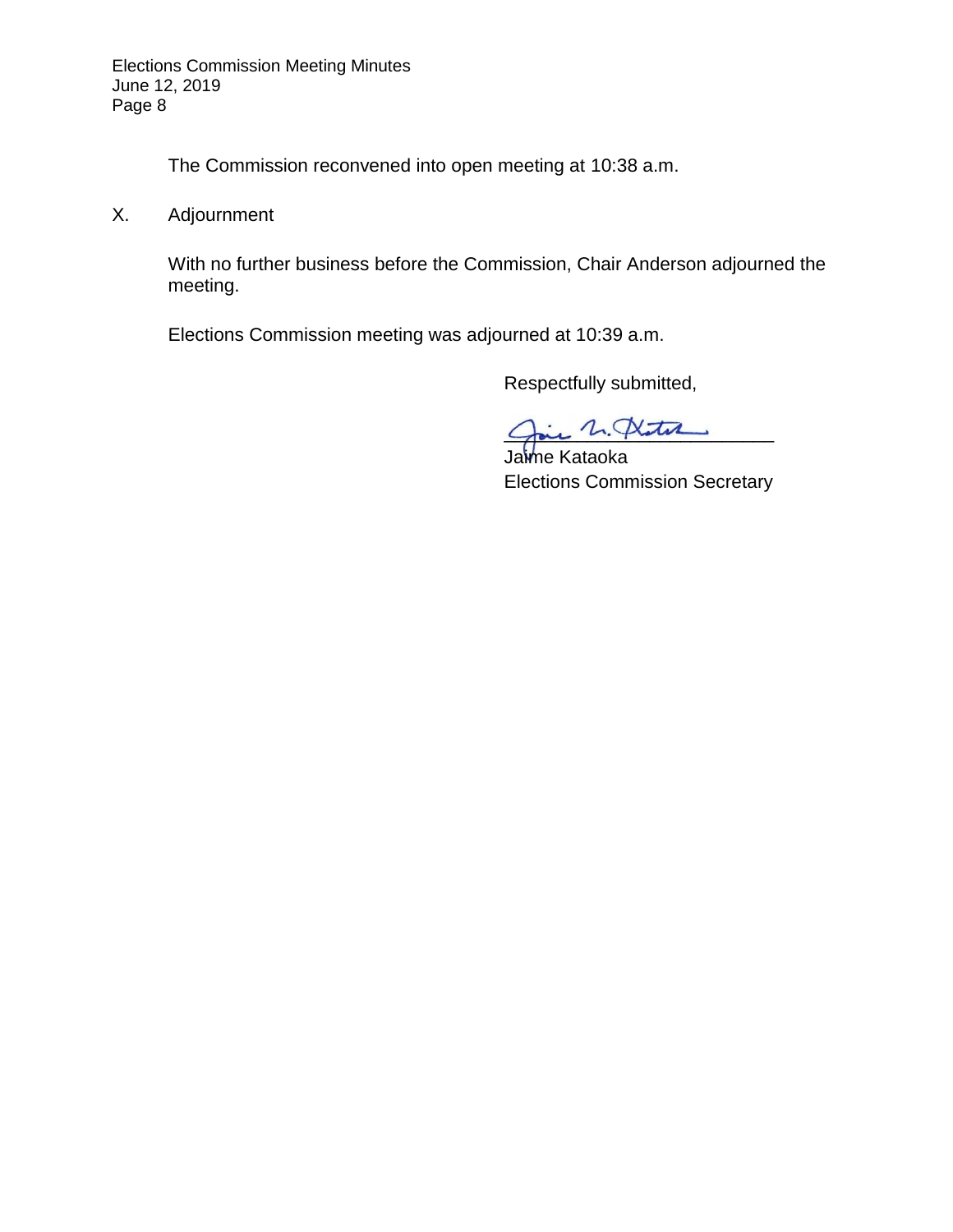The Commission reconvened into open meeting at 10:38 a.m.

X. Adjournment

With no further business before the Commission, Chair Anderson adjourned the meeting.

Elections Commission meeting was adjourned at 10:39 a.m.

Respectfully submitted,

Jaime Kataoka
Elections Commission Secretary